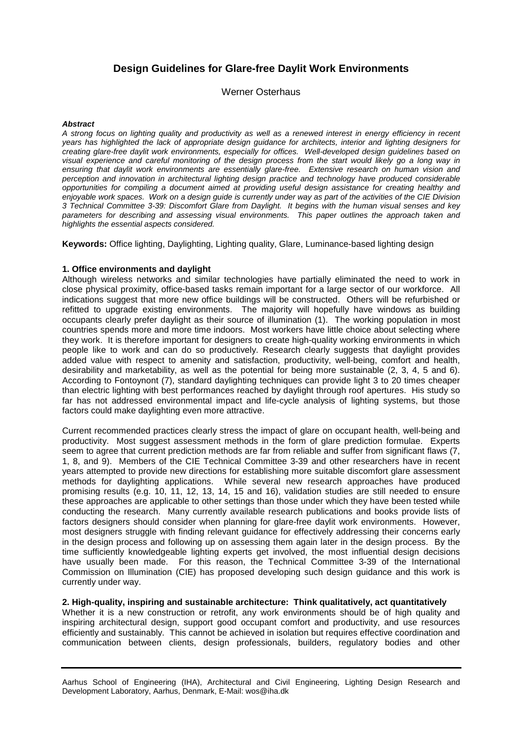# Design Guidelines for Glare-free Daylit Work Environments

Werner Osterhaus

***Abstract***

*A strong focus on lighting quality and productivity as well as a renewed interest in energy efficiency in recent years has highlighted the lack of appropriate design guidance for architects, interior and lighting designers for creating glare-free daylit work environments, especially for offices. Well-developed design guidelines based on visual experience and careful monitoring of the design process from the start would likely go a long way in ensuring that daylit work environments are essentially glare-free. Extensive research on human vision and perception and innovation in architectural lighting design practice and technology have produced considerable opportunities for compiling a document aimed at providing useful design assistance for creating healthy and enjoyable work spaces. Work on a design guide is currently under way as part of the activities of the CIE Division 3 Technical Committee 3-39: Discomfort Glare from Daylight. It begins with the human visual senses and key parameters for describing and assessing visual environments. This paper outlines the approach taken and highlights the essential aspects considered.*

**Keywords:** Office lighting, Daylighting, Lighting quality, Glare, Luminance-based lighting design

## 1. Office environments and daylight

Although wireless networks and similar technologies have partially eliminated the need to work in close physical proximity, office-based tasks remain important for a large sector of our workforce. All indications suggest that more new office buildings will be constructed. Others will be refurbished or refitted to upgrade existing environments. The majority will hopefully have windows as building occupants clearly prefer daylight as their source of illumination (1). The working population in most countries spends more and more time indoors. Most workers have little choice about selecting where they work. It is therefore important for designers to create high-quality working environments in which people like to work and can do so productively. Research clearly suggests that daylight provides added value with respect to amenity and satisfaction, productivity, well-being, comfort and health, desirability and marketability, as well as the potential for being more sustainable (2, 3, 4, 5 and 6). According to Fontoynont (7), standard daylighting techniques can provide light 3 to 20 times cheaper than electric lighting with best performances reached by daylight through roof apertures. His study so far has not addressed environmental impact and life-cycle analysis of lighting systems, but those factors could make daylighting even more attractive.

Current recommended practices clearly stress the impact of glare on occupant health, well-being and productivity. Most suggest assessment methods in the form of glare prediction formulae. Experts seem to agree that current prediction methods are far from reliable and suffer from significant flaws (7, 1, 8, and 9). Members of the CIE Technical Committee 3-39 and other researchers have in recent years attempted to provide new directions for establishing more suitable discomfort glare assessment methods for daylighting applications. While several new research approaches have produced promising results (e.g. 10, 11, 12, 13, 14, 15 and 16), validation studies are still needed to ensure these approaches are applicable to other settings than those under which they have been tested while conducting the research. Many currently available research publications and books provide lists of factors designers should consider when planning for glare-free daylit work environments. However, most designers struggle with finding relevant guidance for effectively addressing their concerns early in the design process and following up on assessing them again later in the design process. By the time sufficiently knowledgeable lighting experts get involved, the most influential design decisions have usually been made. For this reason, the Technical Committee 3-39 of the International Commission on Illumination (CIE) has proposed developing such design guidance and this work is currently under way.

## 2. High-quality, inspiring and sustainable architecture: Think qualitatively, act quantitatively

Whether it is a new construction or retrofit, any work environments should be of high quality and inspiring architectural design, support good occupant comfort and productivity, and use resources efficiently and sustainably. This cannot be achieved in isolation but requires effective coordination and communication between clients, design professionals, builders, regulatory bodies and other

---

Aarhus School of Engineering (IHA), Architectural and Civil Engineering, Lighting Design Research and Development Laboratory, Aarhus, Denmark, E-Mail: wos@iha.dk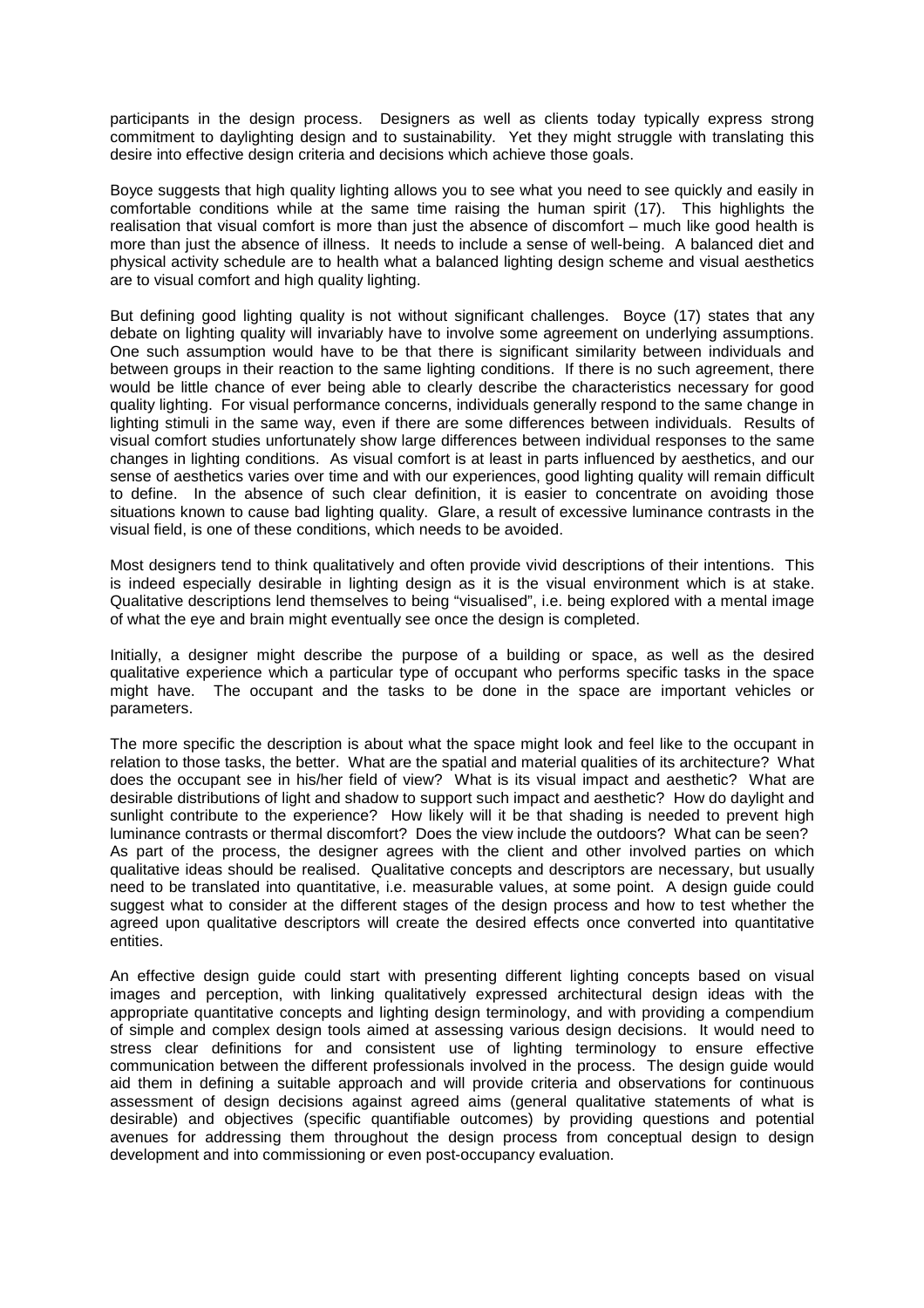participants in the design process. Designers as well as clients today typically express strong commitment to daylighting design and to sustainability. Yet they might struggle with translating this desire into effective design criteria and decisions which achieve those goals.

Boyce suggests that high quality lighting allows you to see what you need to see quickly and easily in comfortable conditions while at the same time raising the human spirit (17). This highlights the realisation that visual comfort is more than just the absence of discomfort – much like good health is more than just the absence of illness. It needs to include a sense of well-being. A balanced diet and physical activity schedule are to health what a balanced lighting design scheme and visual aesthetics are to visual comfort and high quality lighting.

But defining good lighting quality is not without significant challenges. Boyce (17) states that any debate on lighting quality will invariably have to involve some agreement on underlying assumptions. One such assumption would have to be that there is significant similarity between individuals and between groups in their reaction to the same lighting conditions. If there is no such agreement, there would be little chance of ever being able to clearly describe the characteristics necessary for good quality lighting. For visual performance concerns, individuals generally respond to the same change in lighting stimuli in the same way, even if there are some differences between individuals. Results of visual comfort studies unfortunately show large differences between individual responses to the same changes in lighting conditions. As visual comfort is at least in parts influenced by aesthetics, and our sense of aesthetics varies over time and with our experiences, good lighting quality will remain difficult to define. In the absence of such clear definition, it is easier to concentrate on avoiding those situations known to cause bad lighting quality. Glare, a result of excessive luminance contrasts in the visual field, is one of these conditions, which needs to be avoided.

Most designers tend to think qualitatively and often provide vivid descriptions of their intentions. This is indeed especially desirable in lighting design as it is the visual environment which is at stake. Qualitative descriptions lend themselves to being "visualised", i.e. being explored with a mental image of what the eye and brain might eventually see once the design is completed.

Initially, a designer might describe the purpose of a building or space, as well as the desired qualitative experience which a particular type of occupant who performs specific tasks in the space might have. The occupant and the tasks to be done in the space are important vehicles or parameters.

The more specific the description is about what the space might look and feel like to the occupant in relation to those tasks, the better. What are the spatial and material qualities of its architecture? What does the occupant see in his/her field of view? What is its visual impact and aesthetic? What are desirable distributions of light and shadow to support such impact and aesthetic? How do daylight and sunlight contribute to the experience? How likely will it be that shading is needed to prevent high luminance contrasts or thermal discomfort? Does the view include the outdoors? What can be seen? As part of the process, the designer agrees with the client and other involved parties on which qualitative ideas should be realised. Qualitative concepts and descriptors are necessary, but usually need to be translated into quantitative, i.e. measurable values, at some point. A design guide could suggest what to consider at the different stages of the design process and how to test whether the agreed upon qualitative descriptors will create the desired effects once converted into quantitative entities.

An effective design guide could start with presenting different lighting concepts based on visual images and perception, with linking qualitatively expressed architectural design ideas with the appropriate quantitative concepts and lighting design terminology, and with providing a compendium of simple and complex design tools aimed at assessing various design decisions. It would need to stress clear definitions for and consistent use of lighting terminology to ensure effective communication between the different professionals involved in the process. The design guide would aid them in defining a suitable approach and will provide criteria and observations for continuous assessment of design decisions against agreed aims (general qualitative statements of what is desirable) and objectives (specific quantifiable outcomes) by providing questions and potential avenues for addressing them throughout the design process from conceptual design to design development and into commissioning or even post-occupancy evaluation.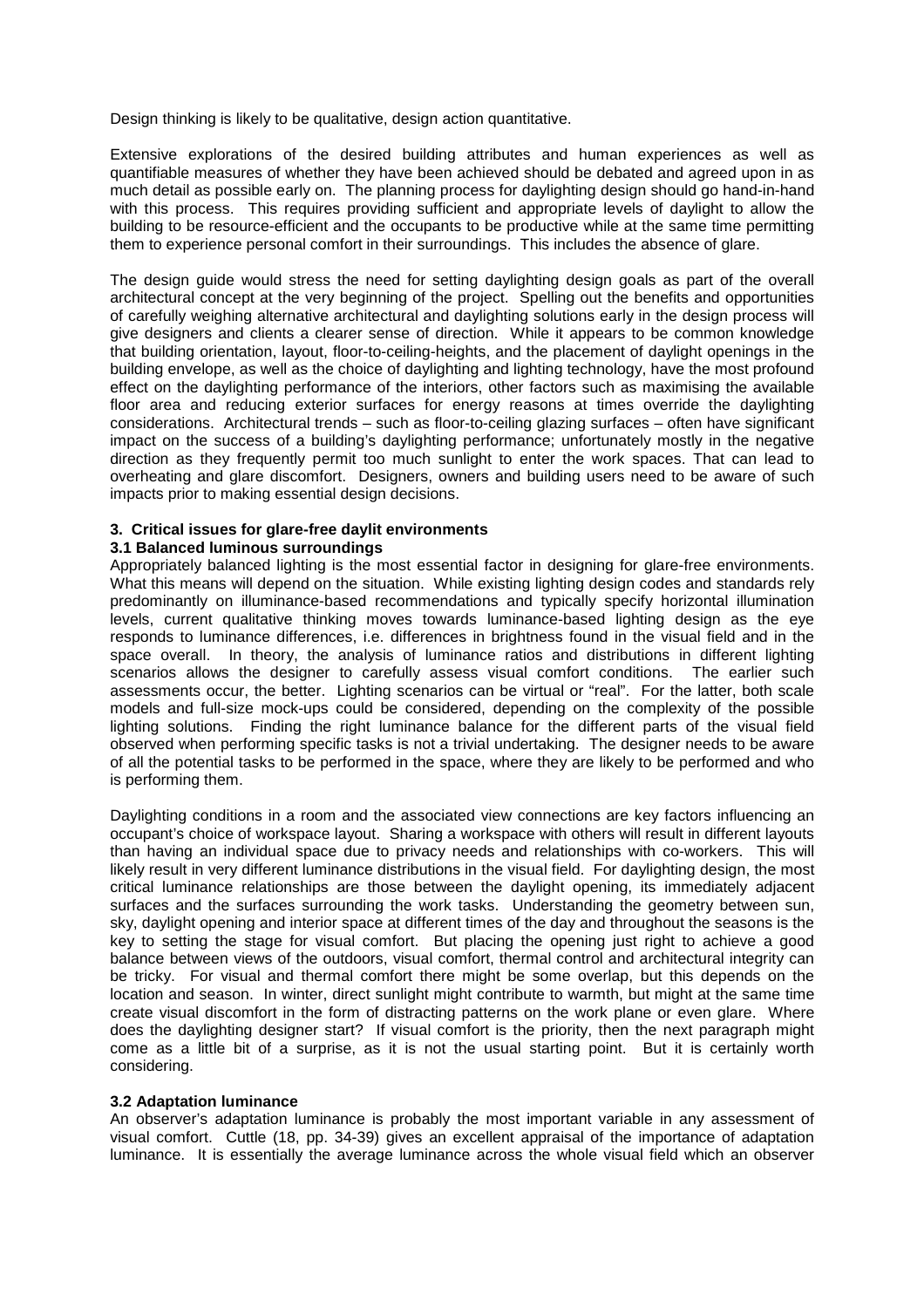Design thinking is likely to be qualitative, design action quantitative.

Extensive explorations of the desired building attributes and human experiences as well as quantifiable measures of whether they have been achieved should be debated and agreed upon in as much detail as possible early on. The planning process for daylighting design should go hand-in-hand with this process. This requires providing sufficient and appropriate levels of daylight to allow the building to be resource-efficient and the occupants to be productive while at the same time permitting them to experience personal comfort in their surroundings. This includes the absence of glare.

The design guide would stress the need for setting daylighting design goals as part of the overall architectural concept at the very beginning of the project. Spelling out the benefits and opportunities of carefully weighing alternative architectural and daylighting solutions early in the design process will give designers and clients a clearer sense of direction. While it appears to be common knowledge that building orientation, layout, floor-to-ceiling-heights, and the placement of daylight openings in the building envelope, as well as the choice of daylighting and lighting technology, have the most profound effect on the daylighting performance of the interiors, other factors such as maximising the available floor area and reducing exterior surfaces for energy reasons at times override the daylighting considerations. Architectural trends – such as floor-to-ceiling glazing surfaces – often have significant impact on the success of a building's daylighting performance; unfortunately mostly in the negative direction as they frequently permit too much sunlight to enter the work spaces. That can lead to overheating and glare discomfort. Designers, owners and building users need to be aware of such impacts prior to making essential design decisions.

## 3. Critical issues for glare-free daylit environments

### 3.1 Balanced luminous surroundings

Appropriately balanced lighting is the most essential factor in designing for glare-free environments. What this means will depend on the situation. While existing lighting design codes and standards rely predominantly on illuminance-based recommendations and typically specify horizontal illumination levels, current qualitative thinking moves towards luminance-based lighting design as the eye responds to luminance differences, i.e. differences in brightness found in the visual field and in the space overall. In theory, the analysis of luminance ratios and distributions in different lighting scenarios allows the designer to carefully assess visual comfort conditions. The earlier such assessments occur, the better. Lighting scenarios can be virtual or "real". For the latter, both scale models and full-size mock-ups could be considered, depending on the complexity of the possible lighting solutions. Finding the right luminance balance for the different parts of the visual field observed when performing specific tasks is not a trivial undertaking. The designer needs to be aware of all the potential tasks to be performed in the space, where they are likely to be performed and who is performing them.

Daylighting conditions in a room and the associated view connections are key factors influencing an occupant's choice of workspace layout. Sharing a workspace with others will result in different layouts than having an individual space due to privacy needs and relationships with co-workers. This will likely result in very different luminance distributions in the visual field. For daylighting design, the most critical luminance relationships are those between the daylight opening, its immediately adjacent surfaces and the surfaces surrounding the work tasks. Understanding the geometry between sun, sky, daylight opening and interior space at different times of the day and throughout the seasons is the key to setting the stage for visual comfort. But placing the opening just right to achieve a good balance between views of the outdoors, visual comfort, thermal control and architectural integrity can be tricky. For visual and thermal comfort there might be some overlap, but this depends on the location and season. In winter, direct sunlight might contribute to warmth, but might at the same time create visual discomfort in the form of distracting patterns on the work plane or even glare. Where does the daylighting designer start? If visual comfort is the priority, then the next paragraph might come as a little bit of a surprise, as it is not the usual starting point. But it is certainly worth considering.

### 3.2 Adaptation luminance

An observer's adaptation luminance is probably the most important variable in any assessment of visual comfort. Cuttle (18, pp. 34-39) gives an excellent appraisal of the importance of adaptation luminance. It is essentially the average luminance across the whole visual field which an observer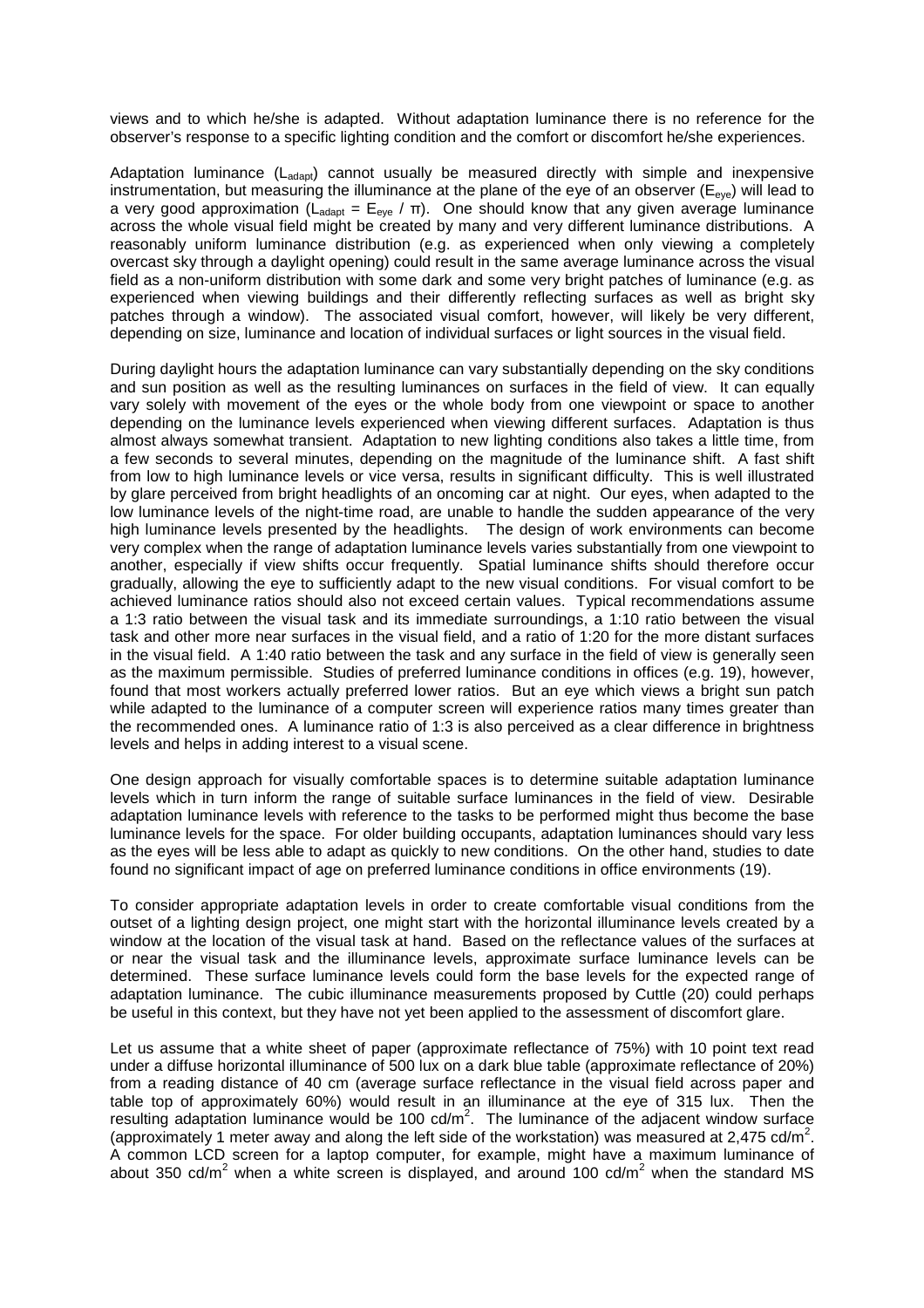views and to which he/she is adapted. Without adaptation luminance there is no reference for the observer's response to a specific lighting condition and the comfort or discomfort he/she experiences.

Adaptation luminance ($L_{adapt}$) cannot usually be measured directly with simple and inexpensive instrumentation, but measuring the illuminance at the plane of the eye of an observer ($E_{eye}$) will lead to a very good approximation ($L_{adapt} = E_{eye} / \pi$). One should know that any given average luminance across the whole visual field might be created by many and very different luminance distributions. A reasonably uniform luminance distribution (e.g. as experienced when only viewing a completely overcast sky through a daylight opening) could result in the same average luminance across the visual field as a non-uniform distribution with some dark and some very bright patches of luminance (e.g. as experienced when viewing buildings and their differently reflecting surfaces as well as bright sky patches through a window). The associated visual comfort, however, will likely be very different, depending on size, luminance and location of individual surfaces or light sources in the visual field.

During daylight hours the adaptation luminance can vary substantially depending on the sky conditions and sun position as well as the resulting luminances on surfaces in the field of view. It can equally vary solely with movement of the eyes or the whole body from one viewpoint or space to another depending on the luminance levels experienced when viewing different surfaces. Adaptation is thus almost always somewhat transient. Adaptation to new lighting conditions also takes a little time, from a few seconds to several minutes, depending on the magnitude of the luminance shift. A fast shift from low to high luminance levels or vice versa, results in significant difficulty. This is well illustrated by glare perceived from bright headlights of an oncoming car at night. Our eyes, when adapted to the low luminance levels of the night-time road, are unable to handle the sudden appearance of the very high luminance levels presented by the headlights. The design of work environments can become very complex when the range of adaptation luminance levels varies substantially from one viewpoint to another, especially if view shifts occur frequently. Spatial luminance shifts should therefore occur gradually, allowing the eye to sufficiently adapt to the new visual conditions. For visual comfort to be achieved luminance ratios should also not exceed certain values. Typical recommendations assume a 1:3 ratio between the visual task and its immediate surroundings, a 1:10 ratio between the visual task and other more near surfaces in the visual field, and a ratio of 1:20 for the more distant surfaces in the visual field. A 1:40 ratio between the task and any surface in the field of view is generally seen as the maximum permissible. Studies of preferred luminance conditions in offices (e.g. 19), however, found that most workers actually preferred lower ratios. But an eye which views a bright sun patch while adapted to the luminance of a computer screen will experience ratios many times greater than the recommended ones. A luminance ratio of 1:3 is also perceived as a clear difference in brightness levels and helps in adding interest to a visual scene.

One design approach for visually comfortable spaces is to determine suitable adaptation luminance levels which in turn inform the range of suitable surface luminances in the field of view. Desirable adaptation luminance levels with reference to the tasks to be performed might thus become the base luminance levels for the space. For older building occupants, adaptation luminances should vary less as the eyes will be less able to adapt as quickly to new conditions. On the other hand, studies to date found no significant impact of age on preferred luminance conditions in office environments (19).

To consider appropriate adaptation levels in order to create comfortable visual conditions from the outset of a lighting design project, one might start with the horizontal illuminance levels created by a window at the location of the visual task at hand. Based on the reflectance values of the surfaces at or near the visual task and the illuminance levels, approximate surface luminance levels can be determined. These surface luminance levels could form the base levels for the expected range of adaptation luminance. The cubic illuminance measurements proposed by Cuttle (20) could perhaps be useful in this context, but they have not yet been applied to the assessment of discomfort glare.

Let us assume that a white sheet of paper (approximate reflectance of 75%) with 10 point text read under a diffuse horizontal illuminance of 500 lux on a dark blue table (approximate reflectance of 20%) from a reading distance of 40 cm (average surface reflectance in the visual field across paper and table top of approximately 60%) would result in an illuminance at the eye of 315 lux. Then the resulting adaptation luminance would be 100 cd/m$^2$. The luminance of the adjacent window surface (approximately 1 meter away and along the left side of the workstation) was measured at 2,475 cd/m$^2$. A common LCD screen for a laptop computer, for example, might have a maximum luminance of about 350 cd/m$^2$ when a white screen is displayed, and around 100 cd/m$^2$ when the standard MS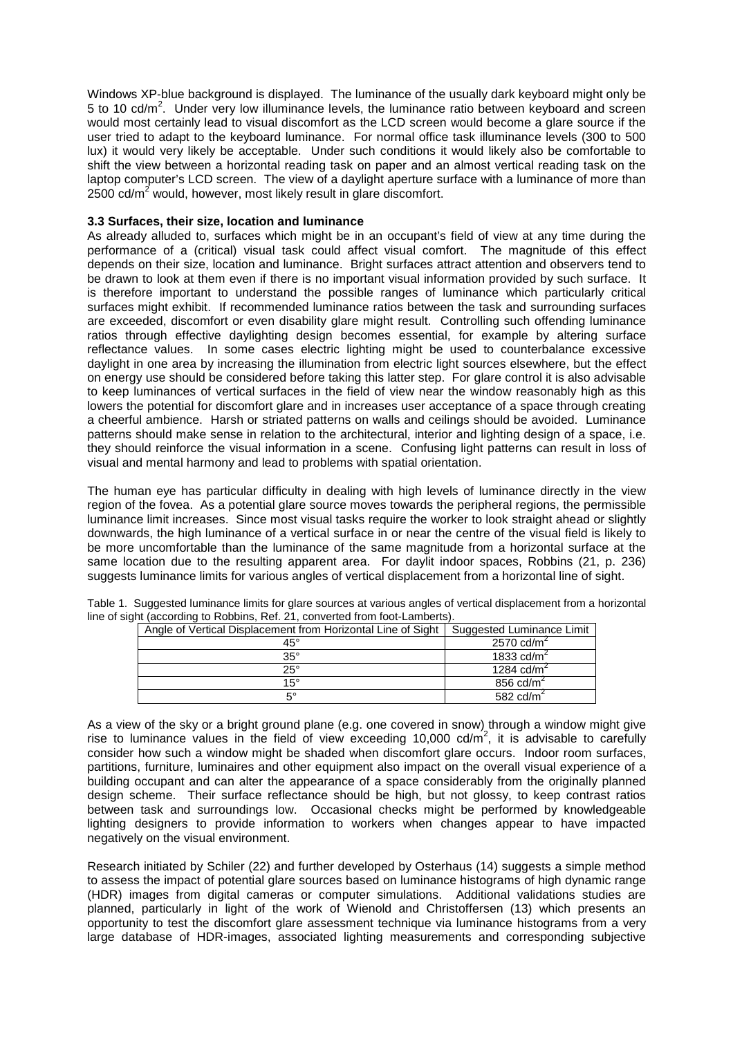Windows XP-blue background is displayed. The luminance of the usually dark keyboard might only be 5 to 10 cd/m$^2$. Under very low illuminance levels, the luminance ratio between keyboard and screen would most certainly lead to visual discomfort as the LCD screen would become a glare source if the user tried to adapt to the keyboard luminance. For normal office task illuminance levels (300 to 500 lux) it would very likely be acceptable. Under such conditions it would likely also be comfortable to shift the view between a horizontal reading task on paper and an almost vertical reading task on the laptop computer's LCD screen. The view of a daylight aperture surface with a luminance of more than 2500 cd/m$^2$ would, however, most likely result in glare discomfort.

### 3.3 Surfaces, their size, location and luminance

As already alluded to, surfaces which might be in an occupant's field of view at any time during the performance of a (critical) visual task could affect visual comfort. The magnitude of this effect depends on their size, location and luminance. Bright surfaces attract attention and observers tend to be drawn to look at them even if there is no important visual information provided by such surface. It is therefore important to understand the possible ranges of luminance which particularly critical surfaces might exhibit. If recommended luminance ratios between the task and surrounding surfaces are exceeded, discomfort or even disability glare might result. Controlling such offending luminance ratios through effective daylighting design becomes essential, for example by altering surface reflectance values. In some cases electric lighting might be used to counterbalance excessive daylight in one area by increasing the illumination from electric light sources elsewhere, but the effect on energy use should be considered before taking this latter step. For glare control it is also advisable to keep luminances of vertical surfaces in the field of view near the window reasonably high as this lowers the potential for discomfort glare and in increases user acceptance of a space through creating a cheerful ambience. Harsh or striated patterns on walls and ceilings should be avoided. Luminance patterns should make sense in relation to the architectural, interior and lighting design of a space, i.e. they should reinforce the visual information in a scene. Confusing light patterns can result in loss of visual and mental harmony and lead to problems with spatial orientation.

The human eye has particular difficulty in dealing with high levels of luminance directly in the view region of the fovea. As a potential glare source moves towards the peripheral regions, the permissible luminance limit increases. Since most visual tasks require the worker to look straight ahead or slightly downwards, the high luminance of a vertical surface in or near the centre of the visual field is likely to be more uncomfortable than the luminance of the same magnitude from a horizontal surface at the same location due to the resulting apparent area. For daylit indoor spaces, Robbins (21, p. 236) suggests luminance limits for various angles of vertical displacement from a horizontal line of sight.

Table 1. Suggested luminance limits for glare sources at various angles of vertical displacement from a horizontal line of sight (according to Robbins, Ref. 21, converted from foot-Lamberts).

| Angle of Vertical Displacement from Horizontal Line of Sight | Suggested Luminance Limit |
|---|---|
| 45° | 2570 cd/m$^2$ |
| 35° | 1833 cd/m$^2$ |
| 25° | 1284 cd/m$^2$ |
| 15° | 856 cd/m$^2$ |
| 5° | 582 cd/m$^2$ |

As a view of the sky or a bright ground plane (e.g. one covered in snow) through a window might give rise to luminance values in the field of view exceeding 10,000 cd/m$^2$, it is advisable to carefully consider how such a window might be shaded when discomfort glare occurs. Indoor room surfaces, partitions, furniture, luminaires and other equipment also impact on the overall visual experience of a building occupant and can alter the appearance of a space considerably from the originally planned design scheme. Their surface reflectance should be high, but not glossy, to keep contrast ratios between task and surroundings low. Occasional checks might be performed by knowledgeable lighting designers to provide information to workers when changes appear to have impacted negatively on the visual environment.

Research initiated by Schiler (22) and further developed by Osterhaus (14) suggests a simple method to assess the impact of potential glare sources based on luminance histograms of high dynamic range (HDR) images from digital cameras or computer simulations. Additional validations studies are planned, particularly in light of the work of Wienold and Christoffersen (13) which presents an opportunity to test the discomfort glare assessment technique via luminance histograms from a very large database of HDR-images, associated lighting measurements and corresponding subjective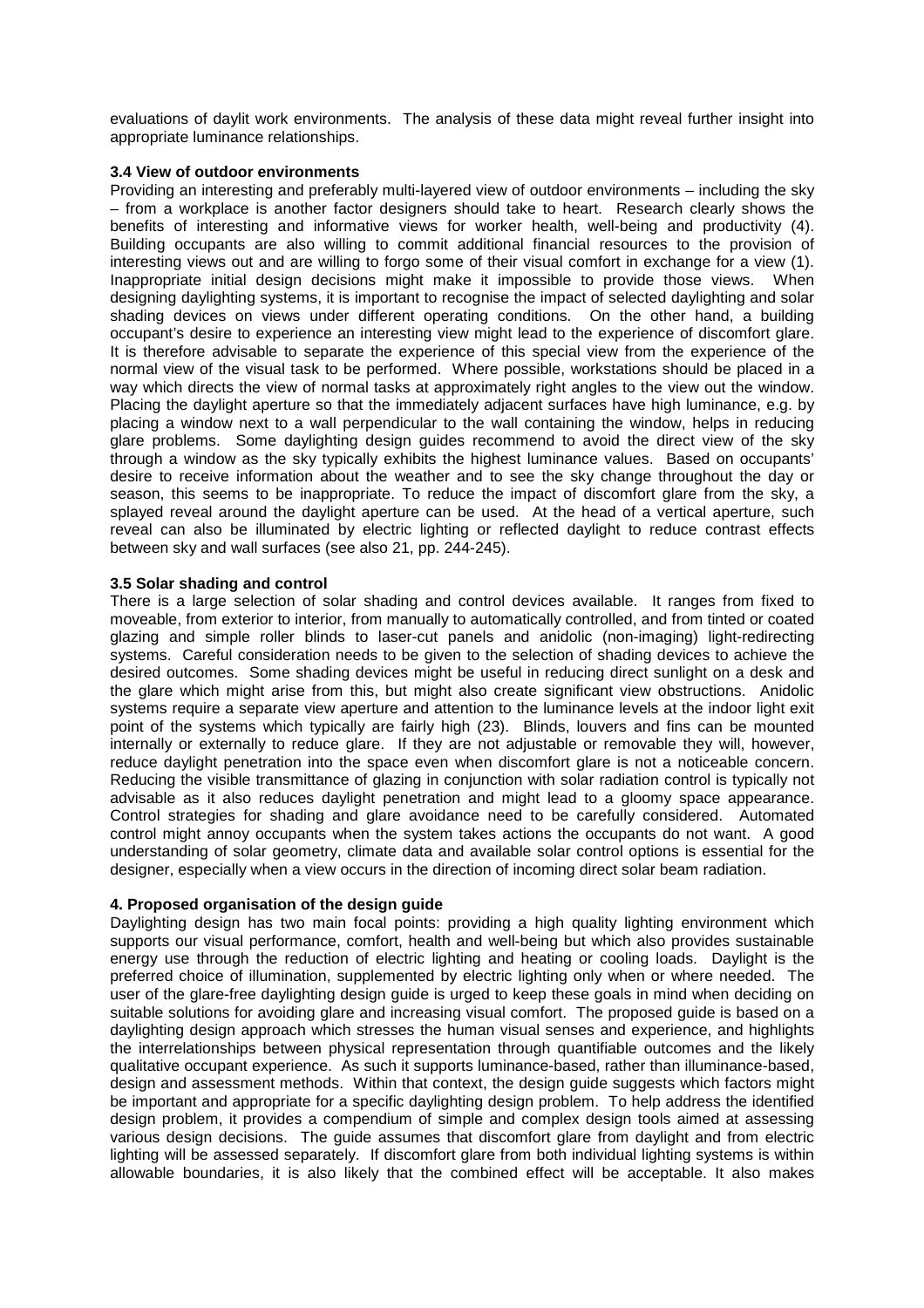evaluations of daylit work environments. The analysis of these data might reveal further insight into appropriate luminance relationships.

### 3.4 View of outdoor environments

Providing an interesting and preferably multi-layered view of outdoor environments – including the sky – from a workplace is another factor designers should take to heart. Research clearly shows the benefits of interesting and informative views for worker health, well-being and productivity (4). Building occupants are also willing to commit additional financial resources to the provision of interesting views out and are willing to forgo some of their visual comfort in exchange for a view (1). Inappropriate initial design decisions might make it impossible to provide those views. When designing daylighting systems, it is important to recognise the impact of selected daylighting and solar shading devices on views under different operating conditions. On the other hand, a building occupant's desire to experience an interesting view might lead to the experience of discomfort glare. It is therefore advisable to separate the experience of this special view from the experience of the normal view of the visual task to be performed. Where possible, workstations should be placed in a way which directs the view of normal tasks at approximately right angles to the view out the window. Placing the daylight aperture so that the immediately adjacent surfaces have high luminance, e.g. by placing a window next to a wall perpendicular to the wall containing the window, helps in reducing glare problems. Some daylighting design guides recommend to avoid the direct view of the sky through a window as the sky typically exhibits the highest luminance values. Based on occupants' desire to receive information about the weather and to see the sky change throughout the day or season, this seems to be inappropriate. To reduce the impact of discomfort glare from the sky, a splayed reveal around the daylight aperture can be used. At the head of a vertical aperture, such reveal can also be illuminated by electric lighting or reflected daylight to reduce contrast effects between sky and wall surfaces (see also 21, pp. 244-245).

### 3.5 Solar shading and control

There is a large selection of solar shading and control devices available. It ranges from fixed to moveable, from exterior to interior, from manually to automatically controlled, and from tinted or coated glazing and simple roller blinds to laser-cut panels and anidolic (non-imaging) light-redirecting systems. Careful consideration needs to be given to the selection of shading devices to achieve the desired outcomes. Some shading devices might be useful in reducing direct sunlight on a desk and the glare which might arise from this, but might also create significant view obstructions. Anidolic systems require a separate view aperture and attention to the luminance levels at the indoor light exit point of the systems which typically are fairly high (23). Blinds, louvers and fins can be mounted internally or externally to reduce glare. If they are not adjustable or removable they will, however, reduce daylight penetration into the space even when discomfort glare is not a noticeable concern. Reducing the visible transmittance of glazing in conjunction with solar radiation control is typically not advisable as it also reduces daylight penetration and might lead to a gloomy space appearance. Control strategies for shading and glare avoidance need to be carefully considered. Automated control might annoy occupants when the system takes actions the occupants do not want. A good understanding of solar geometry, climate data and available solar control options is essential for the designer, especially when a view occurs in the direction of incoming direct solar beam radiation.

## 4. Proposed organisation of the design guide

Daylighting design has two main focal points: providing a high quality lighting environment which supports our visual performance, comfort, health and well-being but which also provides sustainable energy use through the reduction of electric lighting and heating or cooling loads. Daylight is the preferred choice of illumination, supplemented by electric lighting only when or where needed. The user of the glare-free daylighting design guide is urged to keep these goals in mind when deciding on suitable solutions for avoiding glare and increasing visual comfort. The proposed guide is based on a daylighting design approach which stresses the human visual senses and experience, and highlights the interrelationships between physical representation through quantifiable outcomes and the likely qualitative occupant experience. As such it supports luminance-based, rather than illuminance-based, design and assessment methods. Within that context, the design guide suggests which factors might be important and appropriate for a specific daylighting design problem. To help address the identified design problem, it provides a compendium of simple and complex design tools aimed at assessing various design decisions. The guide assumes that discomfort glare from daylight and from electric lighting will be assessed separately. If discomfort glare from both individual lighting systems is within allowable boundaries, it is also likely that the combined effect will be acceptable. It also makes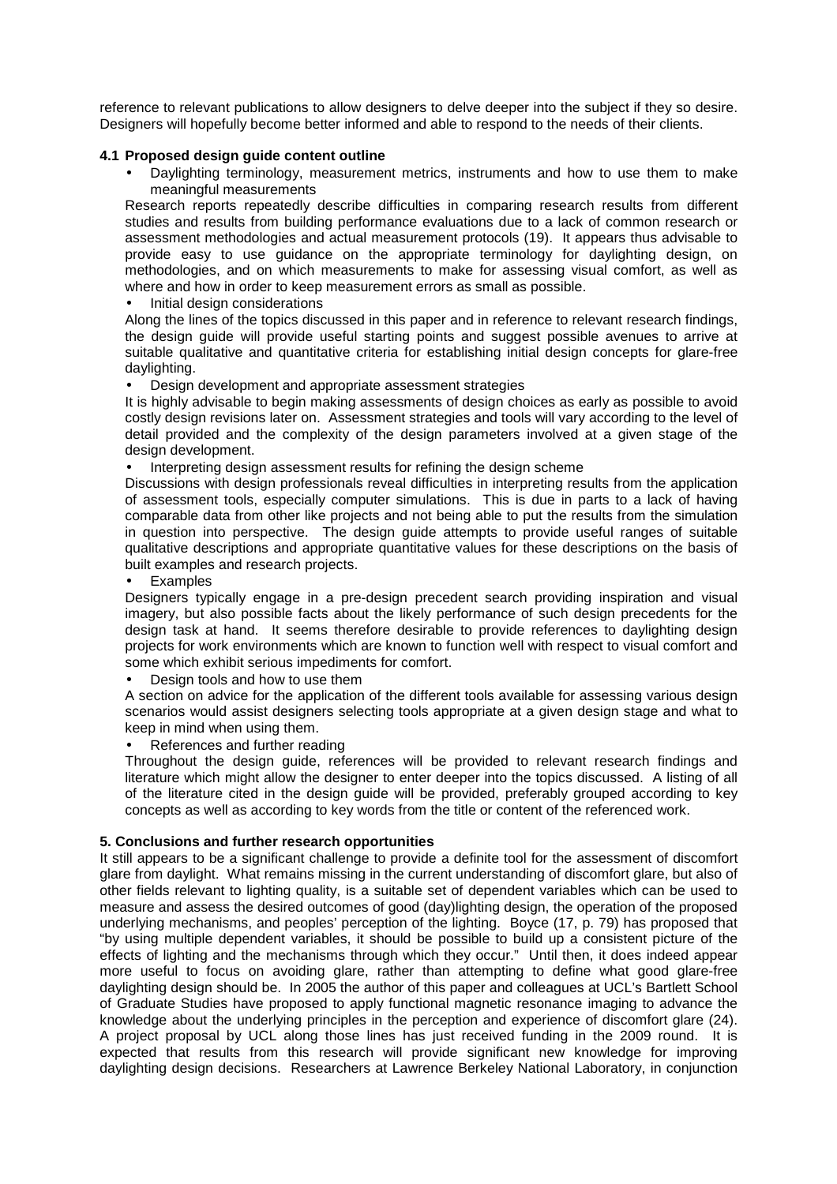reference to relevant publications to allow designers to delve deeper into the subject if they so desire. Designers will hopefully become better informed and able to respond to the needs of their clients.

### 4.1 Proposed design guide content outline

- Daylighting terminology, measurement metrics, instruments and how to use them to make meaningful measurements

Research reports repeatedly describe difficulties in comparing research results from different studies and results from building performance evaluations due to a lack of common research or assessment methodologies and actual measurement protocols (19). It appears thus advisable to provide easy to use guidance on the appropriate terminology for daylighting design, on methodologies, and on which measurements to make for assessing visual comfort, as well as where and how in order to keep measurement errors as small as possible.

- Initial design considerations

Along the lines of the topics discussed in this paper and in reference to relevant research findings, the design guide will provide useful starting points and suggest possible avenues to arrive at suitable qualitative and quantitative criteria for establishing initial design concepts for glare-free daylighting.

- Design development and appropriate assessment strategies

It is highly advisable to begin making assessments of design choices as early as possible to avoid costly design revisions later on. Assessment strategies and tools will vary according to the level of detail provided and the complexity of the design parameters involved at a given stage of the design development.

- Interpreting design assessment results for refining the design scheme

Discussions with design professionals reveal difficulties in interpreting results from the application of assessment tools, especially computer simulations. This is due in parts to a lack of having comparable data from other like projects and not being able to put the results from the simulation in question into perspective. The design guide attempts to provide useful ranges of suitable qualitative descriptions and appropriate quantitative values for these descriptions on the basis of built examples and research projects.

- Examples

Designers typically engage in a pre-design precedent search providing inspiration and visual imagery, but also possible facts about the likely performance of such design precedents for the design task at hand. It seems therefore desirable to provide references to daylighting design projects for work environments which are known to function well with respect to visual comfort and some which exhibit serious impediments for comfort.

- Design tools and how to use them

A section on advice for the application of the different tools available for assessing various design scenarios would assist designers selecting tools appropriate at a given design stage and what to keep in mind when using them.

- References and further reading

Throughout the design guide, references will be provided to relevant research findings and literature which might allow the designer to enter deeper into the topics discussed. A listing of all of the literature cited in the design guide will be provided, preferably grouped according to key concepts as well as according to key words from the title or content of the referenced work.

## 5. Conclusions and further research opportunities

It still appears to be a significant challenge to provide a definite tool for the assessment of discomfort glare from daylight. What remains missing in the current understanding of discomfort glare, but also of other fields relevant to lighting quality, is a suitable set of dependent variables which can be used to measure and assess the desired outcomes of good (day)lighting design, the operation of the proposed underlying mechanisms, and peoples' perception of the lighting. Boyce (17, p. 79) has proposed that "by using multiple dependent variables, it should be possible to build up a consistent picture of the effects of lighting and the mechanisms through which they occur." Until then, it does indeed appear more useful to focus on avoiding glare, rather than attempting to define what good glare-free daylighting design should be. In 2005 the author of this paper and colleagues at UCL's Bartlett School of Graduate Studies have proposed to apply functional magnetic resonance imaging to advance the knowledge about the underlying principles in the perception and experience of discomfort glare (24). A project proposal by UCL along those lines has just received funding in the 2009 round. It is expected that results from this research will provide significant new knowledge for improving daylighting design decisions. Researchers at Lawrence Berkeley National Laboratory, in conjunction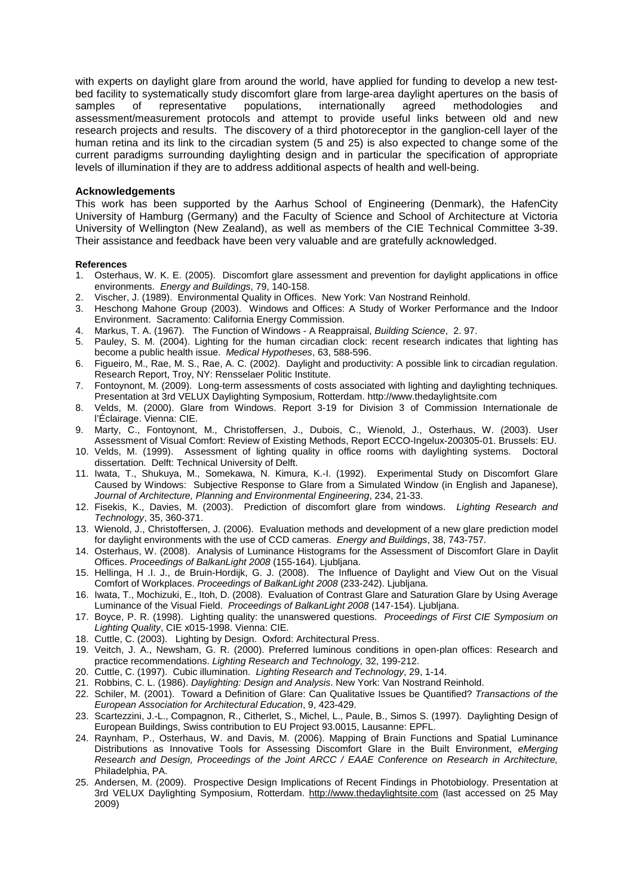with experts on daylight glare from around the world, have applied for funding to develop a new test-bed facility to systematically study discomfort glare from large-area daylight apertures on the basis of samples of representative populations, internationally agreed methodologies and assessment/measurement protocols and attempt to provide useful links between old and new research projects and results. The discovery of a third photoreceptor in the ganglion-cell layer of the human retina and its link to the circadian system (5 and 25) is also expected to change some of the current paradigms surrounding daylighting design and in particular the specification of appropriate levels of illumination if they are to address additional aspects of health and well-being.

## Acknowledgements

This work has been supported by the Aarhus School of Engineering (Denmark), the HafenCity University of Hamburg (Germany) and the Faculty of Science and School of Architecture at Victoria University of Wellington (New Zealand), as well as members of the CIE Technical Committee 3-39. Their assistance and feedback have been very valuable and are gratefully acknowledged.

### References

1. Osterhaus, W. K. E. (2005). Discomfort glare assessment and prevention for daylight applications in office environments. *Energy and Buildings*, 79, 140-158.
2. Vischer, J. (1989). Environmental Quality in Offices. New York: Van Nostrand Reinhold.
3. Heschong Mahone Group (2003). Windows and Offices: A Study of Worker Performance and the Indoor Environment. Sacramento: California Energy Commission.
4. Markus, T. A. (1967). The Function of Windows - A Reappraisal, *Building Science*, 2. 97.
5. Pauley, S. M. (2004). Lighting for the human circadian clock: recent research indicates that lighting has become a public health issue. *Medical Hypotheses*, 63, 588-596.
6. Figueiro, M., Rae, M. S., Rae, A. C. (2002). Daylight and productivity: A possible link to circadian regulation. Research Report, Troy, NY: Rensselaer Politic Institute.
7. Fontoynont, M. (2009). Long-term assessments of costs associated with lighting and daylighting techniques. Presentation at 3rd VELUX Daylighting Symposium, Rotterdam. http://www.thedaylightsite.com
8. Velds, M. (2000). Glare from Windows. Report 3-19 for Division 3 of Commission Internationale de l'Éclairage. Vienna: CIE.
9. Marty, C., Fontoynont, M., Christoffersen, J., Dubois, C., Wienold, J., Osterhaus, W. (2003). User Assessment of Visual Comfort: Review of Existing Methods, Report ECCO-Ingelux-200305-01. Brussels: EU.
10. Velds, M. (1999). Assessment of lighting quality in office rooms with daylighting systems. Doctoral dissertation. Delft: Technical University of Delft.
11. Iwata, T., Shukuya, M., Somekawa, N. Kimura, K.-I. (1992). Experimental Study on Discomfort Glare Caused by Windows: Subjective Response to Glare from a Simulated Window (in English and Japanese), *Journal of Architecture, Planning and Environmental Engineering*, 234, 21-33.
12. Fisekis, K., Davies, M. (2003). Prediction of discomfort glare from windows. *Lighting Research and Technology*, 35, 360-371.
13. Wienold, J., Christoffersen, J. (2006). Evaluation methods and development of a new glare prediction model for daylight environments with the use of CCD cameras. *Energy and Buildings*, 38, 743-757.
14. Osterhaus, W. (2008). Analysis of Luminance Histograms for the Assessment of Discomfort Glare in Daylit Offices. *Proceedings of BalkanLight 2008* (155-164). Ljubljana.
15. Hellinga, H .I. J., de Bruin-Hordijk, G. J. (2008). The Influence of Daylight and View Out on the Visual Comfort of Workplaces. *Proceedings of BalkanLight 2008* (233-242). Ljubljana.
16. Iwata, T., Mochizuki, E., Itoh, D. (2008). Evaluation of Contrast Glare and Saturation Glare by Using Average Luminance of the Visual Field. *Proceedings of BalkanLight 2008* (147-154). Ljubljana.
17. Boyce, P. R. (1998). Lighting quality: the unanswered questions. *Proceedings of First CIE Symposium on Lighting Quality*, CIE x015-1998. Vienna: CIE.
18. Cuttle, C. (2003). Lighting by Design. Oxford: Architectural Press.
19. Veitch, J. A., Newsham, G. R. (2000). Preferred luminous conditions in open-plan offices: Research and practice recommendations. *Lighting Research and Technology,* 32, 199-212.
20. Cuttle, C. (1997). Cubic illumination. *Lighting Research and Technology*, 29, 1-14.
21. Robbins, C. L. (1986). *Daylighting: Design and Analysis*. New York: Van Nostrand Reinhold.
22. Schiler, M. (2001). Toward a Definition of Glare: Can Qualitative Issues be Quantified? *Transactions of the European Association for Architectural Education*, 9, 423-429.
23. Scartezzini, J.-L., Compagnon, R., Citherlet, S., Michel, L., Paule, B., Simos S. (1997). Daylighting Design of European Buildings, Swiss contribution to EU Project 93.0015, Lausanne: EPFL.
24. Raynham, P., Osterhaus, W. and Davis, M. (2006). Mapping of Brain Functions and Spatial Luminance Distributions as Innovative Tools for Assessing Discomfort Glare in the Built Environment, *eMerging Research and Design, Proceedings of the Joint ARCC / EAAE Conference on Research in Architecture,* Philadelphia, PA.
25. Andersen, M. (2009). Prospective Design Implications of Recent Findings in Photobiology. Presentation at 3rd VELUX Daylighting Symposium, Rotterdam. http://www.thedaylightsite.com (last accessed on 25 May 2009)